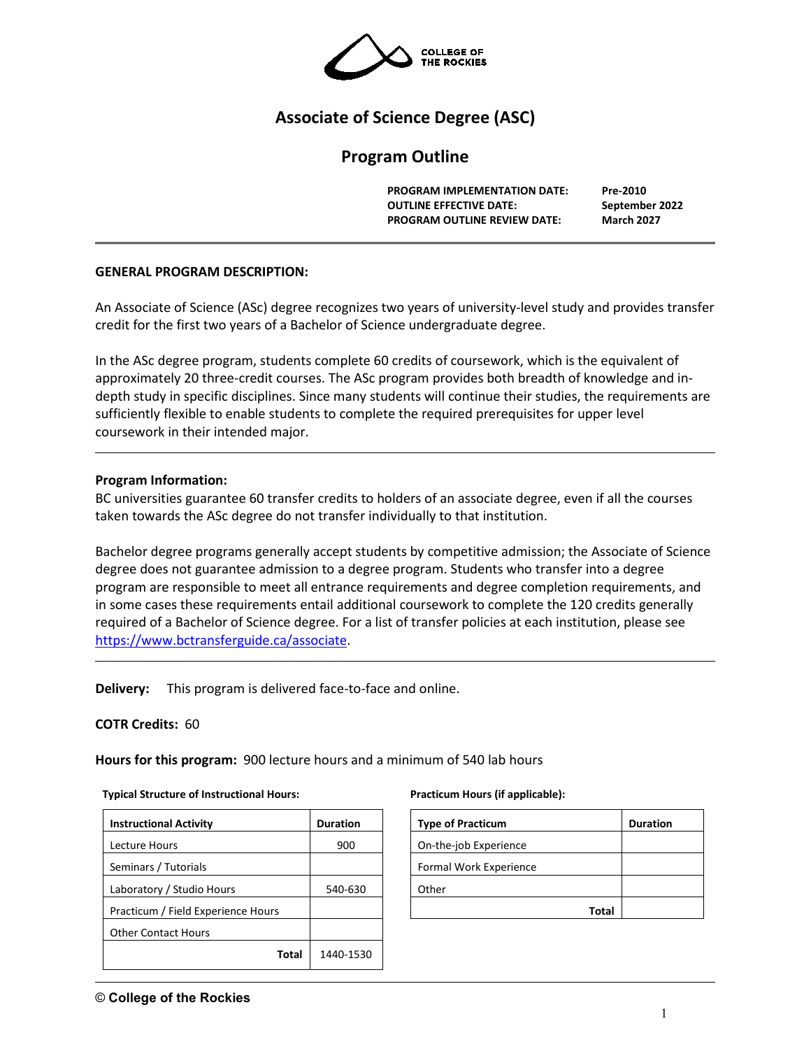COLLEGE OF THE ROCKIES

# Associate of Science Degree (ASC)

## Program Outline

**PROGRAM IMPLEMENTATION DATE:** Pre-2010
**OUTLINE EFFECTIVE DATE:** September 2022
**PROGRAM OUTLINE REVIEW DATE:** March 2027

---

**GENERAL PROGRAM DESCRIPTION:**

An Associate of Science (ASc) degree recognizes two years of university-level study and provides transfer credit for the first two years of a Bachelor of Science undergraduate degree.

In the ASc degree program, students complete 60 credits of coursework, which is the equivalent of approximately 20 three-credit courses. The ASc program provides both breadth of knowledge and in-depth study in specific disciplines. Since many students will continue their studies, the requirements are sufficiently flexible to enable students to complete the required prerequisites for upper level coursework in their intended major.

---

**Program Information:**
BC universities guarantee 60 transfer credits to holders of an associate degree, even if all the courses taken towards the ASc degree do not transfer individually to that institution.

Bachelor degree programs generally accept students by competitive admission; the Associate of Science degree does not guarantee admission to a degree program. Students who transfer into a degree program are responsible to meet all entrance requirements and degree completion requirements, and in some cases these requirements entail additional coursework to complete the 120 credits generally required of a Bachelor of Science degree. For a list of transfer policies at each institution, please see https://www.bctransferguide.ca/associate.

---

**Delivery:** This program is delivered face-to-face and online.

**COTR Credits:** 60

**Hours for this program:** 900 lecture hours and a minimum of 540 lab hours

**Typical Structure of Instructional Hours:**

| Instructional Activity | Duration |
|---|---|
| Lecture Hours | 900 |
| Seminars / Tutorials | |
| Laboratory / Studio Hours | 540-630 |
| Practicum / Field Experience Hours | |
| Other Contact Hours | |
| **Total** | 1440-1530 |

**Practicum Hours (if applicable):**

| Type of Practicum | Duration |
|---|---|
| On-the-job Experience | |
| Formal Work Experience | |
| Other | |
| **Total** | |

© College of the Rockies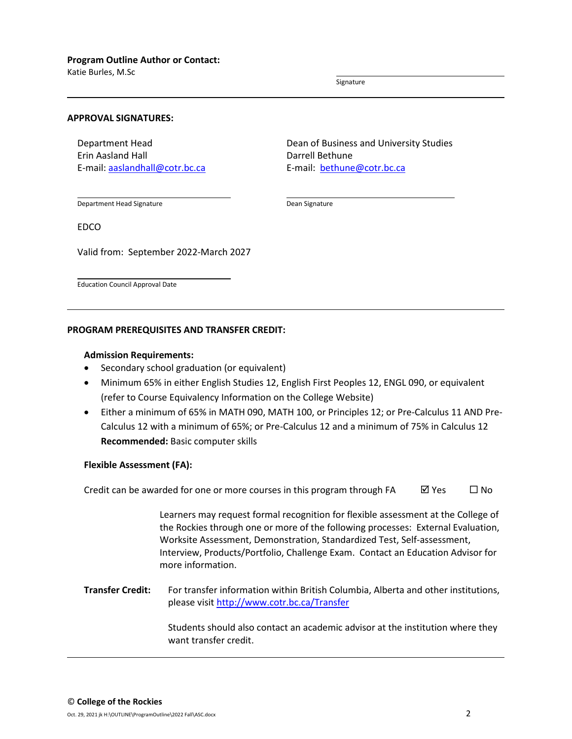**Program Outline Author or Contact:**
Katie Burles, M.Sc

Signature

---

**APPROVAL SIGNATURES:**

Department Head
Erin Aasland Hall
E-mail: aaslandhall@cotr.bc.ca

Department Head Signature

Dean of Business and University Studies
Darrell Bethune
E-mail: bethune@cotr.bc.ca

Dean Signature

EDCO

Valid from: September 2022-March 2027

Education Council Approval Date

---

**PROGRAM PREREQUISITES AND TRANSFER CREDIT:**

**Admission Requirements:**

- Secondary school graduation (or equivalent)
- Minimum 65% in either English Studies 12, English First Peoples 12, ENGL 090, or equivalent (refer to Course Equivalency Information on the College Website)
- Either a minimum of 65% in MATH 090, MATH 100, or Principles 12; or Pre-Calculus 11 AND Pre-Calculus 12 with a minimum of 65%; or Pre-Calculus 12 and a minimum of 75% in Calculus 12
  **Recommended:** Basic computer skills

**Flexible Assessment (FA):**

Credit can be awarded for one or more courses in this program through FA ☑ Yes ☐ No

Learners may request formal recognition for flexible assessment at the College of the Rockies through one or more of the following processes: External Evaluation, Worksite Assessment, Demonstration, Standardized Test, Self-assessment, Interview, Products/Portfolio, Challenge Exam. Contact an Education Advisor for more information.

**Transfer Credit:** For transfer information within British Columbia, Alberta and other institutions, please visit http://www.cotr.bc.ca/Transfer

Students should also contact an academic advisor at the institution where they want transfer credit.

---

© **College of the Rockies**

Oct. 29, 2021 jk H:\OUTLINE\ProgramOutline\2022 Fall\ASC.docx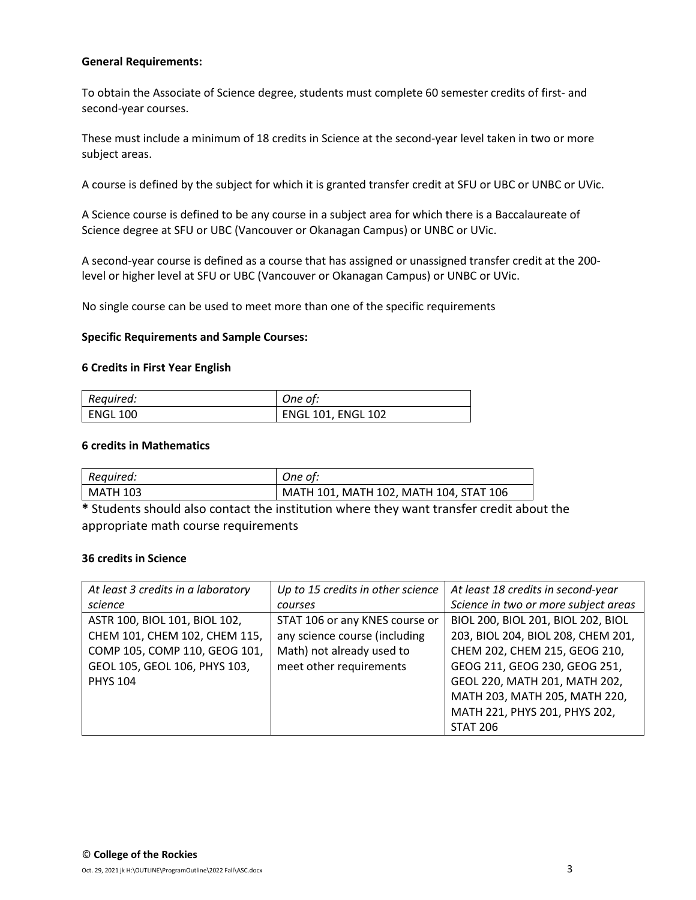**General Requirements:**

To obtain the Associate of Science degree, students must complete 60 semester credits of first- and second-year courses.

These must include a minimum of 18 credits in Science at the second-year level taken in two or more subject areas.

A course is defined by the subject for which it is granted transfer credit at SFU or UBC or UNBC or UVic.

A Science course is defined to be any course in a subject area for which there is a Baccalaureate of Science degree at SFU or UBC (Vancouver or Okanagan Campus) or UNBC or UVic.

A second-year course is defined as a course that has assigned or unassigned transfer credit at the 200-level or higher level at SFU or UBC (Vancouver or Okanagan Campus) or UNBC or UVic.

No single course can be used to meet more than one of the specific requirements

**Specific Requirements and Sample Courses:**

**6 Credits in First Year English**

| *Required:* | *One of:* |
| --- | --- |
| ENGL 100 | ENGL 101, ENGL 102 |

**6 credits in Mathematics**

| *Required:* | *One of:* |
| --- | --- |
| MATH 103 | MATH 101, MATH 102, MATH 104, STAT 106 |

**\*** Students should also contact the institution where they want transfer credit about the appropriate math course requirements

**36 credits in Science**

| *At least 3 credits in a laboratory science* | *Up to 15 credits in other science courses* | *At least 18 credits in second-year Science in two or more subject areas* |
| --- | --- | --- |
| ASTR 100, BIOL 101, BIOL 102, CHEM 101, CHEM 102, CHEM 115, COMP 105, COMP 110, GEOG 101, GEOL 105, GEOL 106, PHYS 103, PHYS 104 | STAT 106 or any KNES course or any science course (including Math) not already used to meet other requirements | BIOL 200, BIOL 201, BIOL 202, BIOL 203, BIOL 204, BIOL 208, CHEM 201, CHEM 202, CHEM 215, GEOG 210, GEOG 211, GEOG 230, GEOG 251, GEOL 220, MATH 201, MATH 202, MATH 203, MATH 205, MATH 220, MATH 221, PHYS 201, PHYS 202, STAT 206 |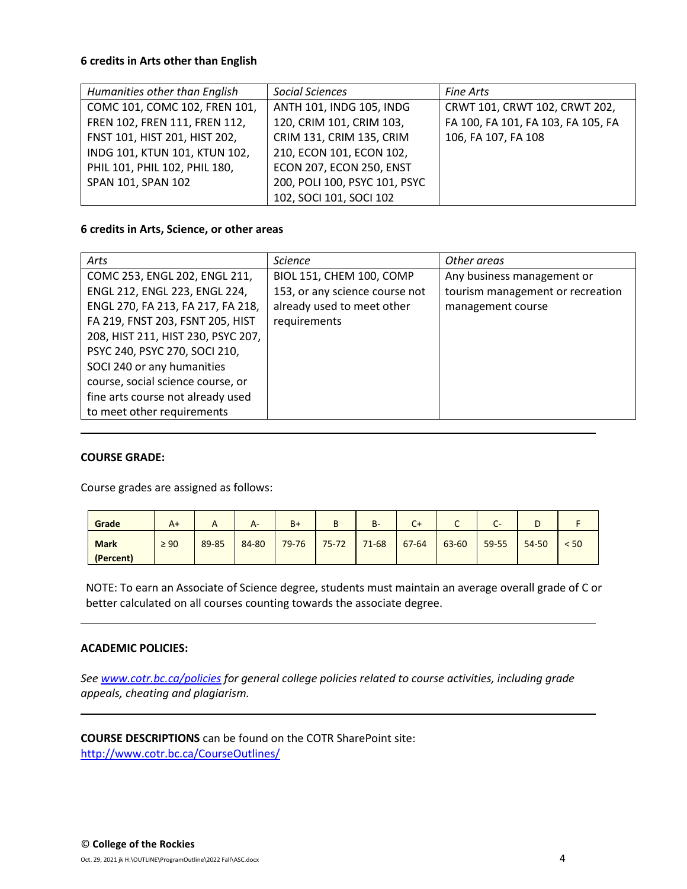**6 credits in Arts other than English**

| *Humanities other than English* | *Social Sciences* | *Fine Arts* |
|---|---|---|
| COMC 101, COMC 102, FREN 101, FREN 102, FREN 111, FREN 112, FNST 101, HIST 201, HIST 202, INDG 101, KTUN 101, KTUN 102, PHIL 101, PHIL 102, PHIL 180, SPAN 101, SPAN 102 | ANTH 101, INDG 105, INDG 120, CRIM 101, CRIM 103, CRIM 131, CRIM 135, CRIM 210, ECON 101, ECON 102, ECON 207, ECON 250, ENST 200, POLI 100, PSYC 101, PSYC 102, SOCI 101, SOCI 102 | CRWT 101, CRWT 102, CRWT 202, FA 100, FA 101, FA 103, FA 105, FA 106, FA 107, FA 108 |

**6 credits in Arts, Science, or other areas**

| *Arts* | *Science* | *Other areas* |
|---|---|---|
| COMC 253, ENGL 202, ENGL 211, ENGL 212, ENGL 223, ENGL 224, ENGL 270, FA 213, FA 217, FA 218, FA 219, FNST 203, FSNT 205, HIST 208, HIST 211, HIST 230, PSYC 207, PSYC 240, PSYC 270, SOCI 210, SOCI 240 or any humanities course, social science course, or fine arts course not already used to meet other requirements | BIOL 151, CHEM 100, COMP 153, or any science course not already used to meet other requirements | Any business management or tourism management or recreation management course |

---

**COURSE GRADE:**

Course grades are assigned as follows:

| Grade | A+ | A | A- | B+ | B | B- | C+ | C | C- | D | F |
|---|---|---|---|---|---|---|---|---|---|---|---|
| Mark (Percent) | ≥ 90 | 89-85 | 84-80 | 79-76 | 75-72 | 71-68 | 67-64 | 63-60 | 59-55 | 54-50 | < 50 |

NOTE: To earn an Associate of Science degree, students must maintain an average overall grade of C or better calculated on all courses counting towards the associate degree.

---

**ACADEMIC POLICIES:**

*See [www.cotr.bc.ca/policies](www.cotr.bc.ca/policies) for general college policies related to course activities, including grade appeals, cheating and plagiarism.*

---

**COURSE DESCRIPTIONS** can be found on the COTR SharePoint site: [http://www.cotr.bc.ca/CourseOutlines/](http://www.cotr.bc.ca/CourseOutlines/)

© **College of the Rockies**

Oct. 29, 2021 jk H:\OUTLINE\ProgramOutline\2022 Fall\ASC.docx